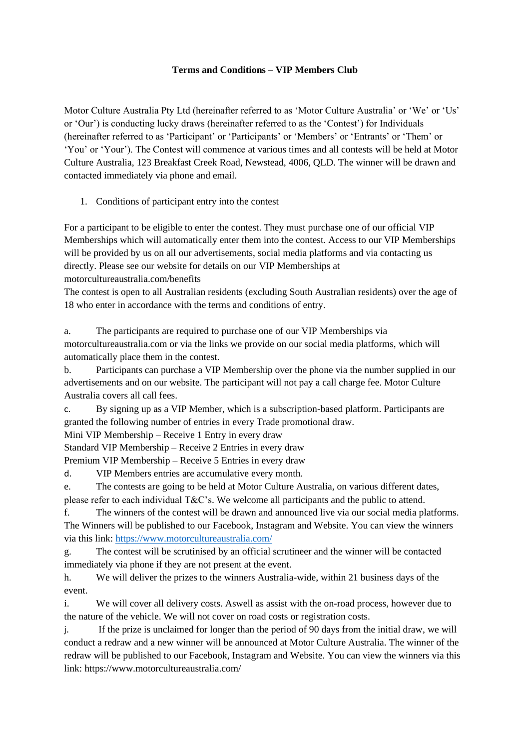**Terms and Conditions – VIP Members Club**

Motor Culture Australia Pty Ltd (hereinafter referred to as 'Motor Culture Australia' or 'We' or 'Us' or 'Our') is conducting lucky draws (hereinafter referred to as the 'Contest') for Individuals (hereinafter referred to as 'Participant' or 'Participants' or 'Members' or 'Entrants' or 'Them' or 'You' or 'Your'). The Contest will commence at various times and all contests will be held at Motor Culture Australia, 123 Breakfast Creek Road, Newstead, 4006, QLD. The winner will be drawn and contacted immediately via phone and email.

1. Conditions of participant entry into the contest

For a participant to be eligible to enter the contest. They must purchase one of our official VIP Memberships which will automatically enter them into the contest. Access to our VIP Memberships will be provided by us on all our advertisements, social media platforms and via contacting us directly. Please see our website for details on our VIP Memberships at motorcultureaustralia.com/benefits
The contest is open to all Australian residents (excluding South Australian residents) over the age of 18 who enter in accordance with the terms and conditions of entry.

a. The participants are required to purchase one of our VIP Memberships via motorcultureaustralia.com or via the links we provide on our social media platforms, which will automatically place them in the contest.

b. Participants can purchase a VIP Membership over the phone via the number supplied in our advertisements and on our website. The participant will not pay a call charge fee. Motor Culture Australia covers all call fees.

c. By signing up as a VIP Member, which is a subscription-based platform. Participants are granted the following number of entries in every Trade promotional draw.
Mini VIP Membership – Receive 1 Entry in every draw
Standard VIP Membership – Receive 2 Entries in every draw
Premium VIP Membership – Receive 5 Entries in every draw

d. VIP Members entries are accumulative every month.

e. The contests are going to be held at Motor Culture Australia, on various different dates, please refer to each individual T&C's. We welcome all participants and the public to attend.

f. The winners of the contest will be drawn and announced live via our social media platforms. The Winners will be published to our Facebook, Instagram and Website. You can view the winners via this link: [https://www.motorcultureaustralia.com/](https://www.motorcultureaustralia.com/)

g. The contest will be scrutinised by an official scrutineer and the winner will be contacted immediately via phone if they are not present at the event.

h. We will deliver the prizes to the winners Australia-wide, within 21 business days of the event.

i. We will cover all delivery costs. Aswell as assist with the on-road process, however due to the nature of the vehicle. We will not cover on road costs or registration costs.

j. If the prize is unclaimed for longer than the period of 90 days from the initial draw, we will conduct a redraw and a new winner will be announced at Motor Culture Australia. The winner of the redraw will be published to our Facebook, Instagram and Website. You can view the winners via this link: https://www.motorcultureaustralia.com/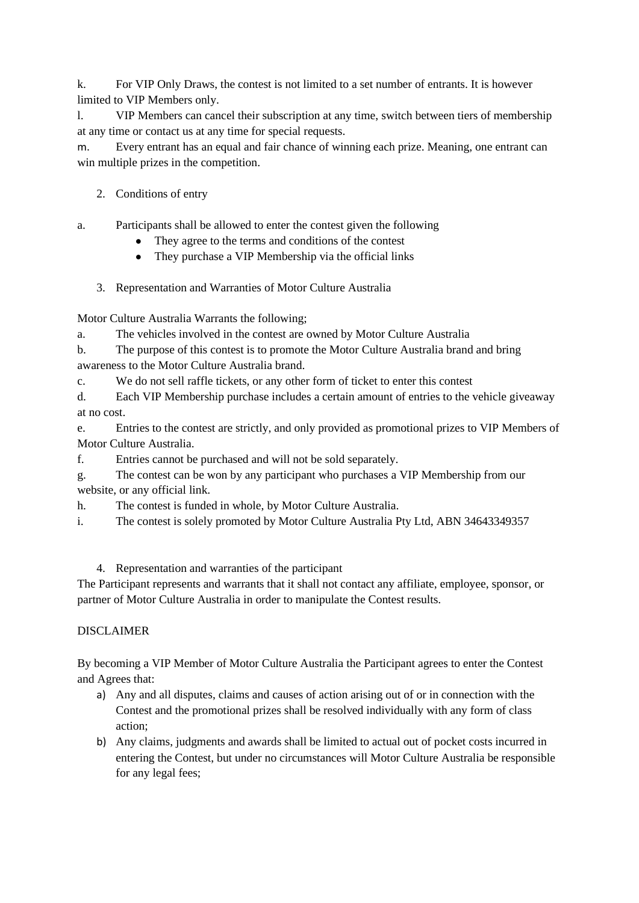k. For VIP Only Draws, the contest is not limited to a set number of entrants. It is however limited to VIP Members only.

l. VIP Members can cancel their subscription at any time, switch between tiers of membership at any time or contact us at any time for special requests.

m. Every entrant has an equal and fair chance of winning each prize. Meaning, one entrant can win multiple prizes in the competition.

2. Conditions of entry

a. Participants shall be allowed to enter the contest given the following

- They agree to the terms and conditions of the contest
- They purchase a VIP Membership via the official links

3. Representation and Warranties of Motor Culture Australia

Motor Culture Australia Warrants the following;

a. The vehicles involved in the contest are owned by Motor Culture Australia

b. The purpose of this contest is to promote the Motor Culture Australia brand and bring awareness to the Motor Culture Australia brand.

c. We do not sell raffle tickets, or any other form of ticket to enter this contest

d. Each VIP Membership purchase includes a certain amount of entries to the vehicle giveaway at no cost.

e. Entries to the contest are strictly, and only provided as promotional prizes to VIP Members of Motor Culture Australia.

f. Entries cannot be purchased and will not be sold separately.

g. The contest can be won by any participant who purchases a VIP Membership from our website, or any official link.

h. The contest is funded in whole, by Motor Culture Australia.

i. The contest is solely promoted by Motor Culture Australia Pty Ltd, ABN 34643349357

4. Representation and warranties of the participant

The Participant represents and warrants that it shall not contact any affiliate, employee, sponsor, or partner of Motor Culture Australia in order to manipulate the Contest results.

DISCLAIMER

By becoming a VIP Member of Motor Culture Australia the Participant agrees to enter the Contest and Agrees that:

a) Any and all disputes, claims and causes of action arising out of or in connection with the Contest and the promotional prizes shall be resolved individually with any form of class action;
b) Any claims, judgments and awards shall be limited to actual out of pocket costs incurred in entering the Contest, but under no circumstances will Motor Culture Australia be responsible for any legal fees;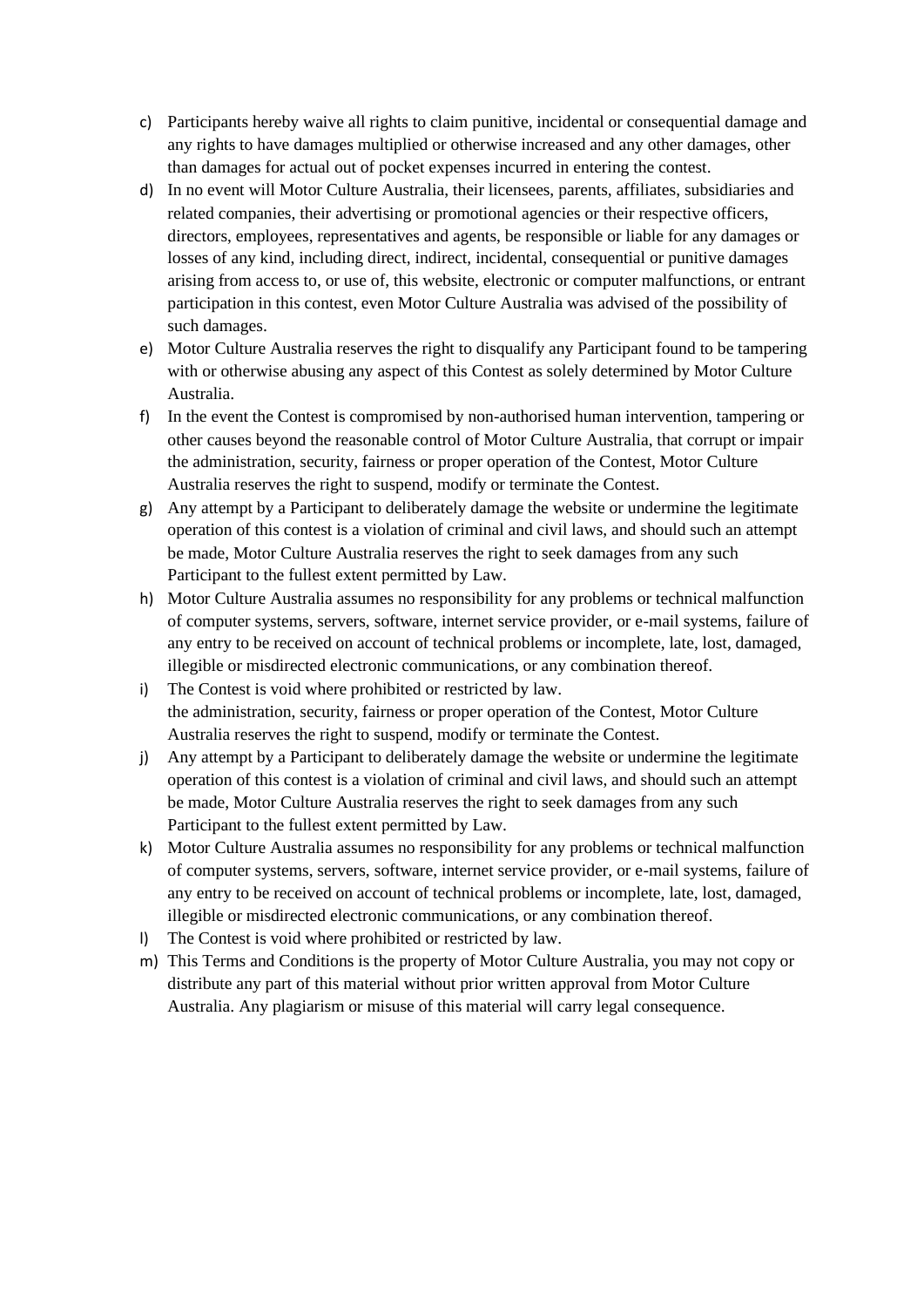c) Participants hereby waive all rights to claim punitive, incidental or consequential damage and any rights to have damages multiplied or otherwise increased and any other damages, other than damages for actual out of pocket expenses incurred in entering the contest.

d) In no event will Motor Culture Australia, their licensees, parents, affiliates, subsidiaries and related companies, their advertising or promotional agencies or their respective officers, directors, employees, representatives and agents, be responsible or liable for any damages or losses of any kind, including direct, indirect, incidental, consequential or punitive damages arising from access to, or use of, this website, electronic or computer malfunctions, or entrant participation in this contest, even Motor Culture Australia was advised of the possibility of such damages.

e) Motor Culture Australia reserves the right to disqualify any Participant found to be tampering with or otherwise abusing any aspect of this Contest as solely determined by Motor Culture Australia.

f) In the event the Contest is compromised by non-authorised human intervention, tampering or other causes beyond the reasonable control of Motor Culture Australia, that corrupt or impair the administration, security, fairness or proper operation of the Contest, Motor Culture Australia reserves the right to suspend, modify or terminate the Contest.

g) Any attempt by a Participant to deliberately damage the website or undermine the legitimate operation of this contest is a violation of criminal and civil laws, and should such an attempt be made, Motor Culture Australia reserves the right to seek damages from any such Participant to the fullest extent permitted by Law.

h) Motor Culture Australia assumes no responsibility for any problems or technical malfunction of computer systems, servers, software, internet service provider, or e-mail systems, failure of any entry to be received on account of technical problems or incomplete, late, lost, damaged, illegible or misdirected electronic communications, or any combination thereof.

i) The Contest is void where prohibited or restricted by law.
the administration, security, fairness or proper operation of the Contest, Motor Culture Australia reserves the right to suspend, modify or terminate the Contest.

j) Any attempt by a Participant to deliberately damage the website or undermine the legitimate operation of this contest is a violation of criminal and civil laws, and should such an attempt be made, Motor Culture Australia reserves the right to seek damages from any such Participant to the fullest extent permitted by Law.

k) Motor Culture Australia assumes no responsibility for any problems or technical malfunction of computer systems, servers, software, internet service provider, or e-mail systems, failure of any entry to be received on account of technical problems or incomplete, late, lost, damaged, illegible or misdirected electronic communications, or any combination thereof.

l) The Contest is void where prohibited or restricted by law.

m) This Terms and Conditions is the property of Motor Culture Australia, you may not copy or distribute any part of this material without prior written approval from Motor Culture Australia. Any plagiarism or misuse of this material will carry legal consequence.